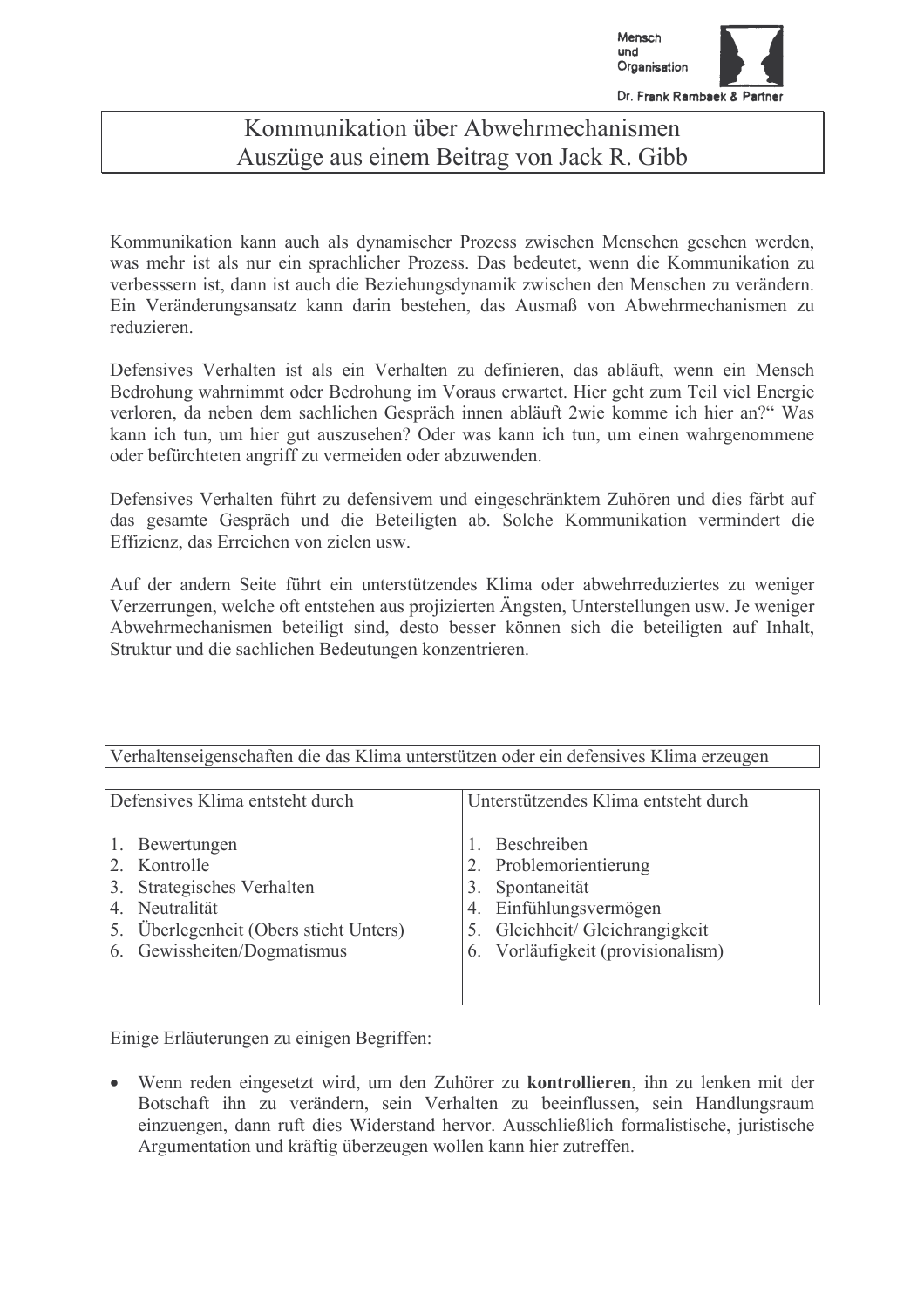# Kommunikation über Abwehrmechanismen
# Auszüge aus einem Beitrag von Jack R. Gibb

Kommunikation kann auch als dynamischer Prozess zwischen Menschen gesehen werden, was mehr ist als nur ein sprachlicher Prozess. Das bedeutet, wenn die Kommunikation zu verbesssern ist, dann ist auch die Beziehungsdynamik zwischen den Menschen zu verändern. Ein Veränderungsansatz kann darin bestehen, das Ausmaß von Abwehrmechanismen zu reduzieren.

Defensives Verhalten ist als ein Verhalten zu definieren, das abläuft, wenn ein Mensch Bedrohung wahrnimmt oder Bedrohung im Voraus erwartet. Hier geht zum Teil viel Energie verloren, da neben dem sachlichen Gespräch innen abläuft 2wie komme ich hier an?" Was kann ich tun, um hier gut auszusehen? Oder was kann ich tun, um einen wahrgenommene oder befürchteten angriff zu vermeiden oder abzuwenden.

Defensives Verhalten führt zu defensivem und eingeschränktem Zuhören und dies färbt auf das gesamte Gespräch und die Beteiligten ab. Solche Kommunikation vermindert die Effizienz, das Erreichen von zielen usw.

Auf der andern Seite führt ein unterstützendes Klima oder abwehrreduziertes zu weniger Verzerrungen, welche oft entstehen aus projizierten Ängsten, Unterstellungen usw. Je weniger Abwehrmechanismen beteiligt sind, desto besser können sich die beteiligten auf Inhalt, Struktur und die sachlichen Bedeutungen konzentrieren.

Verhaltenseigenschaften die das Klima unterstützen oder ein defensives Klima erzeugen

| Defensives Klima entsteht durch | Unterstützendes Klima entsteht durch |
|---|---|
| 1. Bewertungen | 1. Beschreiben |
| 2. Kontrolle | 2. Problemorientierung |
| 3. Strategisches Verhalten | 3. Spontaneität |
| 4. Neutralität | 4. Einfühlungsvermögen |
| 5. Überlegenheit (Obers sticht Unters) | 5. Gleichheit/ Gleichrangigkeit |
| 6. Gewissheiten/Dogmatismus | 6. Vorläufigkeit (provisionalism) |

Einige Erläuterungen zu einigen Begriffen:

- Wenn reden eingesetzt wird, um den Zuhörer zu **kontrollieren**, ihn zu lenken mit der Botschaft ihn zu verändern, sein Verhalten zu beeinflussen, sein Handlungsraum einzuengen, dann ruft dies Widerstand hervor. Ausschließlich formalistische, juristische Argumentation und kräftig überzeugen wollen kann hier zutreffen.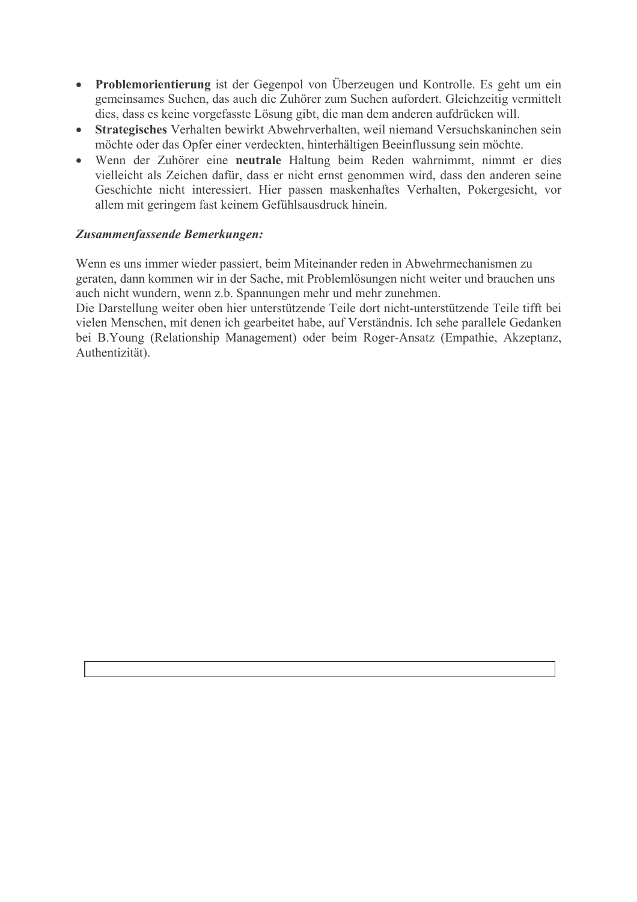- **Problemorientierung** ist der Gegenpol von Überzeugen und Kontrolle. Es geht um ein gemeinsames Suchen, das auch die Zuhörer zum Suchen aufordert. Gleichzeitig vermittelt dies, dass es keine vorgefasste Lösung gibt, die man dem anderen aufdrücken will.
- **Strategisches** Verhalten bewirkt Abwehrverhalten, weil niemand Versuchskaninchen sein möchte oder das Opfer einer verdeckten, hinterhältigen Beeinflussung sein möchte.
- Wenn der Zuhörer eine **neutrale** Haltung beim Reden wahrnimmt, nimmt er dies vielleicht als Zeichen dafür, dass er nicht ernst genommen wird, dass den anderen seine Geschichte nicht interessiert. Hier passen maskenhaftes Verhalten, Pokergesicht, vor allem mit geringem fast keinem Gefühlsausdruck hinein.

***Zusammenfassende Bemerkungen:***

Wenn es uns immer wieder passiert, beim Miteinander reden in Abwehrmechanismen zu geraten, dann kommen wir in der Sache, mit Problemlösungen nicht weiter und brauchen uns auch nicht wundern, wenn z.b. Spannungen mehr und mehr zunehmen.
Die Darstellung weiter oben hier unterstützende Teile dort nicht-unterstützende Teile tifft bei vielen Menschen, mit denen ich gearbeitet habe, auf Verständnis. Ich sehe parallele Gedanken bei B.Young (Relationship Management) oder beim Roger-Ansatz (Empathie, Akzeptanz, Authentizität).